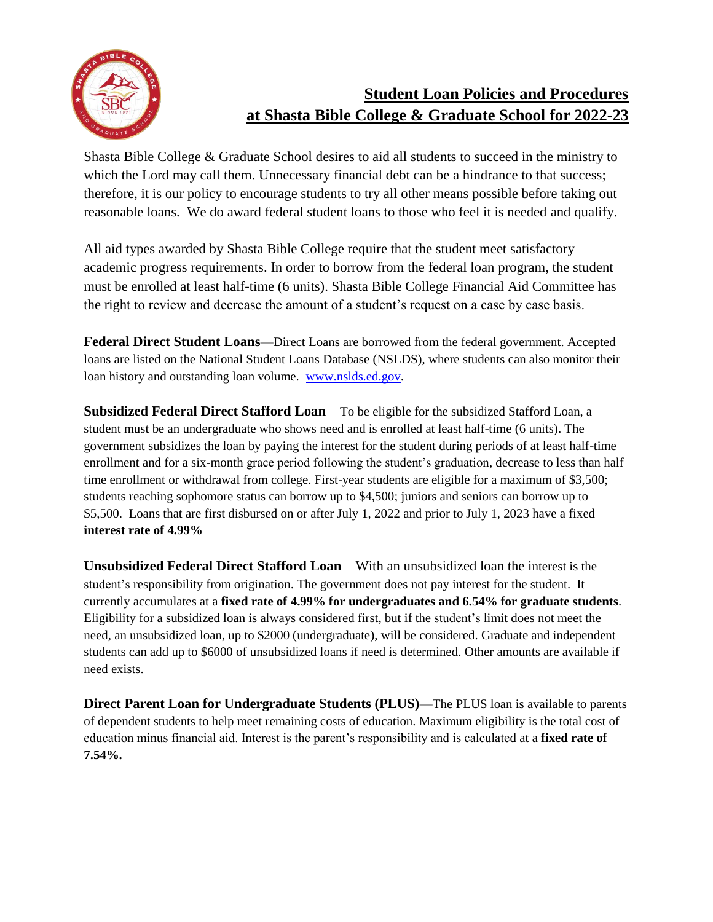# Student Loan Policies and Procedures at Shasta Bible College & Graduate School for 2022-23

Shasta Bible College & Graduate School desires to aid all students to succeed in the ministry to which the Lord may call them. Unnecessary financial debt can be a hindrance to that success; therefore, it is our policy to encourage students to try all other means possible before taking out reasonable loans. We do award federal student loans to those who feel it is needed and qualify.

All aid types awarded by Shasta Bible College require that the student meet satisfactory academic progress requirements. In order to borrow from the federal loan program, the student must be enrolled at least half-time (6 units). Shasta Bible College Financial Aid Committee has the right to review and decrease the amount of a student's request on a case by case basis.

**Federal Direct Student Loans**—Direct Loans are borrowed from the federal government. Accepted loans are listed on the National Student Loans Database (NSLDS), where students can also monitor their loan history and outstanding loan volume. [www.nslds.ed.gov](http://www.nslds.ed.gov).

**Subsidized Federal Direct Stafford Loan**—To be eligible for the subsidized Stafford Loan, a student must be an undergraduate who shows need and is enrolled at least half-time (6 units). The government subsidizes the loan by paying the interest for the student during periods of at least half-time enrollment and for a six-month grace period following the student's graduation, decrease to less than half time enrollment or withdrawal from college. First-year students are eligible for a maximum of $3,500; students reaching sophomore status can borrow up to $4,500; juniors and seniors can borrow up to $5,500. Loans that are first disbursed on or after July 1, 2022 and prior to July 1, 2023 have a fixed **interest rate of 4.99%**

**Unsubsidized Federal Direct Stafford Loan**—With an unsubsidized loan the interest is the student's responsibility from origination. The government does not pay interest for the student. It currently accumulates at a **fixed rate of 4.99% for undergraduates and 6.54% for graduate students**. Eligibility for a subsidized loan is always considered first, but if the student's limit does not meet the need, an unsubsidized loan, up to $2000 (undergraduate), will be considered. Graduate and independent students can add up to $6000 of unsubsidized loans if need is determined. Other amounts are available if need exists.

**Direct Parent Loan for Undergraduate Students (PLUS)**—The PLUS loan is available to parents of dependent students to help meet remaining costs of education. Maximum eligibility is the total cost of education minus financial aid. Interest is the parent's responsibility and is calculated at a **fixed rate of 7.54%.**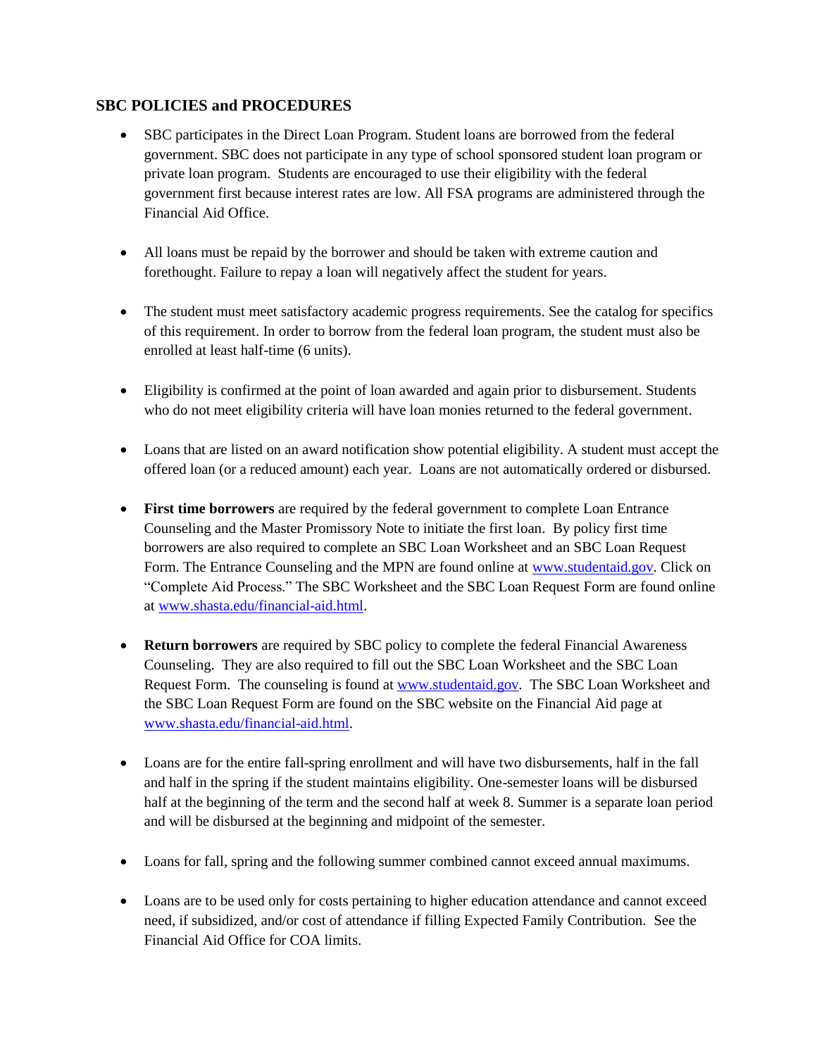## SBC POLICIES and PROCEDURES

- SBC participates in the Direct Loan Program. Student loans are borrowed from the federal government. SBC does not participate in any type of school sponsored student loan program or private loan program. Students are encouraged to use their eligibility with the federal government first because interest rates are low. All FSA programs are administered through the Financial Aid Office.

- All loans must be repaid by the borrower and should be taken with extreme caution and forethought. Failure to repay a loan will negatively affect the student for years.

- The student must meet satisfactory academic progress requirements. See the catalog for specifics of this requirement. In order to borrow from the federal loan program, the student must also be enrolled at least half-time (6 units).

- Eligibility is confirmed at the point of loan awarded and again prior to disbursement. Students who do not meet eligibility criteria will have loan monies returned to the federal government.

- Loans that are listed on an award notification show potential eligibility. A student must accept the offered loan (or a reduced amount) each year. Loans are not automatically ordered or disbursed.

- **First time borrowers** are required by the federal government to complete Loan Entrance Counseling and the Master Promissory Note to initiate the first loan. By policy first time borrowers are also required to complete an SBC Loan Worksheet and an SBC Loan Request Form. The Entrance Counseling and the MPN are found online at [www.studentaid.gov](www.studentaid.gov). Click on "Complete Aid Process." The SBC Worksheet and the SBC Loan Request Form are found online at [www.shasta.edu/financial-aid.html](www.shasta.edu/financial-aid.html).

- **Return borrowers** are required by SBC policy to complete the federal Financial Awareness Counseling. They are also required to fill out the SBC Loan Worksheet and the SBC Loan Request Form. The counseling is found at [www.studentaid.gov](www.studentaid.gov). The SBC Loan Worksheet and the SBC Loan Request Form are found on the SBC website on the Financial Aid page at [www.shasta.edu/financial-aid.html](www.shasta.edu/financial-aid.html).

- Loans are for the entire fall-spring enrollment and will have two disbursements, half in the fall and half in the spring if the student maintains eligibility. One-semester loans will be disbursed half at the beginning of the term and the second half at week 8. Summer is a separate loan period and will be disbursed at the beginning and midpoint of the semester.

- Loans for fall, spring and the following summer combined cannot exceed annual maximums.

- Loans are to be used only for costs pertaining to higher education attendance and cannot exceed need, if subsidized, and/or cost of attendance if filling Expected Family Contribution. See the Financial Aid Office for COA limits.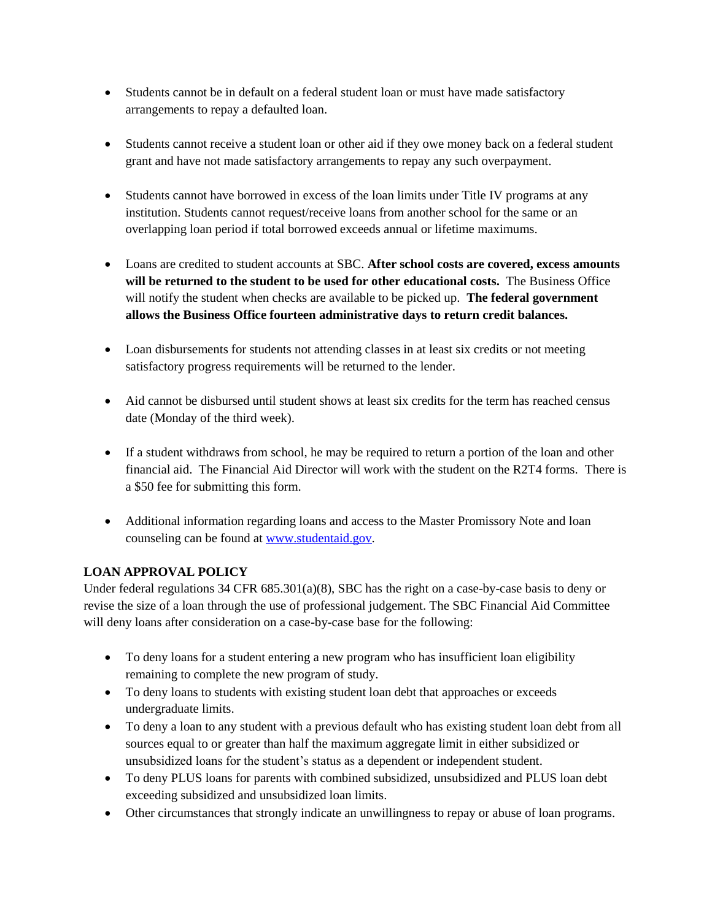- Students cannot be in default on a federal student loan or must have made satisfactory arrangements to repay a defaulted loan.

- Students cannot receive a student loan or other aid if they owe money back on a federal student grant and have not made satisfactory arrangements to repay any such overpayment.

- Students cannot have borrowed in excess of the loan limits under Title IV programs at any institution. Students cannot request/receive loans from another school for the same or an overlapping loan period if total borrowed exceeds annual or lifetime maximums.

- Loans are credited to student accounts at SBC. **After school costs are covered, excess amounts will be returned to the student to be used for other educational costs.** The Business Office will notify the student when checks are available to be picked up. **The federal government allows the Business Office fourteen administrative days to return credit balances.**

- Loan disbursements for students not attending classes in at least six credits or not meeting satisfactory progress requirements will be returned to the lender.

- Aid cannot be disbursed until student shows at least six credits for the term has reached census date (Monday of the third week).

- If a student withdraws from school, he may be required to return a portion of the loan and other financial aid. The Financial Aid Director will work with the student on the R2T4 forms. There is a $50 fee for submitting this form.

- Additional information regarding loans and access to the Master Promissory Note and loan counseling can be found at [www.studentaid.gov](http://www.studentaid.gov).

**LOAN APPROVAL POLICY**

Under federal regulations 34 CFR 685.301(a)(8), SBC has the right on a case-by-case basis to deny or revise the size of a loan through the use of professional judgement. The SBC Financial Aid Committee will deny loans after consideration on a case-by-case base for the following:

- To deny loans for a student entering a new program who has insufficient loan eligibility remaining to complete the new program of study.
- To deny loans to students with existing student loan debt that approaches or exceeds undergraduate limits.
- To deny a loan to any student with a previous default who has existing student loan debt from all sources equal to or greater than half the maximum aggregate limit in either subsidized or unsubsidized loans for the student's status as a dependent or independent student.
- To deny PLUS loans for parents with combined subsidized, unsubsidized and PLUS loan debt exceeding subsidized and unsubsidized loan limits.
- Other circumstances that strongly indicate an unwillingness to repay or abuse of loan programs.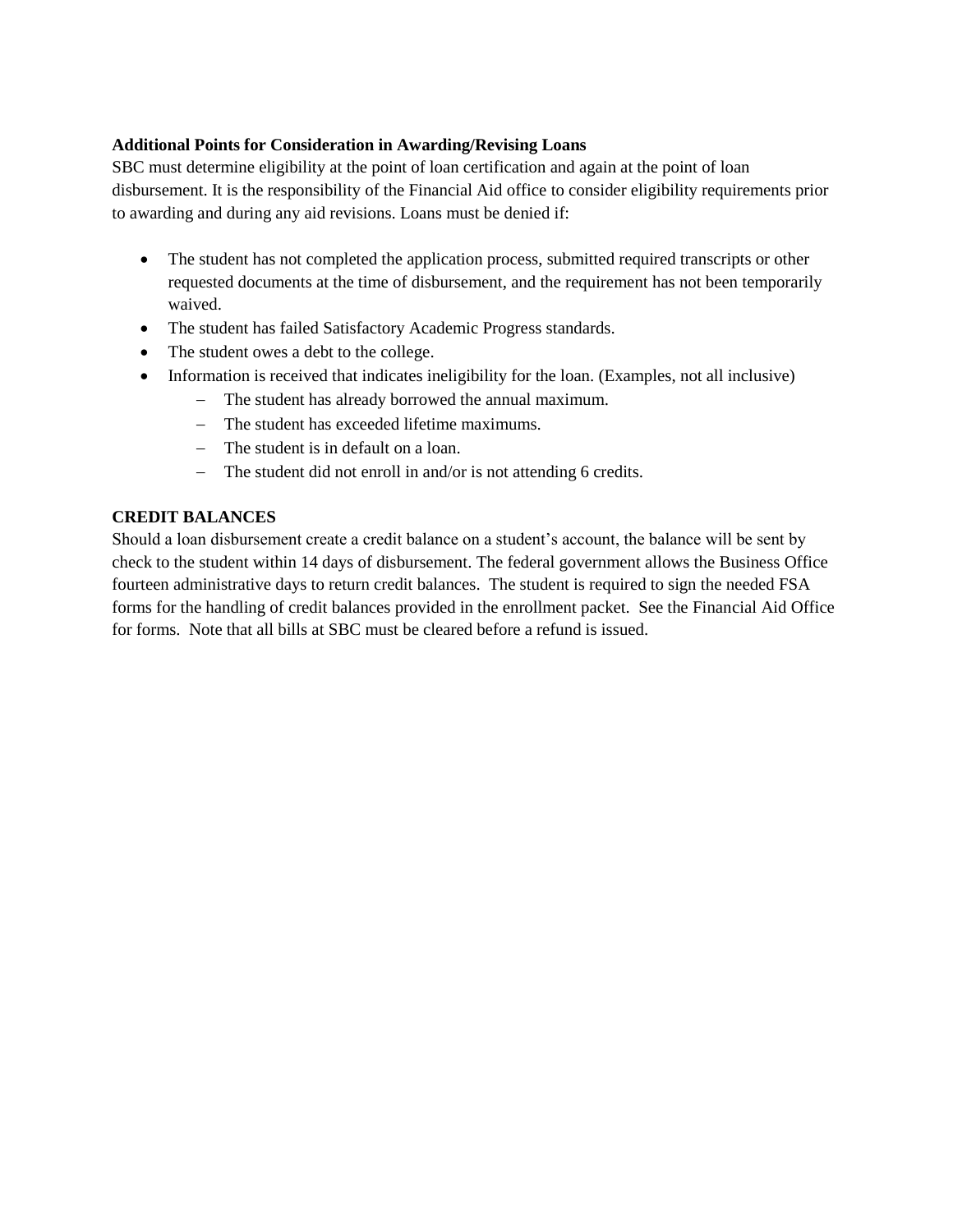**Additional Points for Consideration in Awarding/Revising Loans**

SBC must determine eligibility at the point of loan certification and again at the point of loan disbursement. It is the responsibility of the Financial Aid office to consider eligibility requirements prior to awarding and during any aid revisions. Loans must be denied if:

- The student has not completed the application process, submitted required transcripts or other requested documents at the time of disbursement, and the requirement has not been temporarily waived.
- The student has failed Satisfactory Academic Progress standards.
- The student owes a debt to the college.
- Information is received that indicates ineligibility for the loan. (Examples, not all inclusive)
  - The student has already borrowed the annual maximum.
  - The student has exceeded lifetime maximums.
  - The student is in default on a loan.
  - The student did not enroll in and/or is not attending 6 credits.

**CREDIT BALANCES**

Should a loan disbursement create a credit balance on a student's account, the balance will be sent by check to the student within 14 days of disbursement. The federal government allows the Business Office fourteen administrative days to return credit balances. The student is required to sign the needed FSA forms for the handling of credit balances provided in the enrollment packet. See the Financial Aid Office for forms. Note that all bills at SBC must be cleared before a refund is issued.